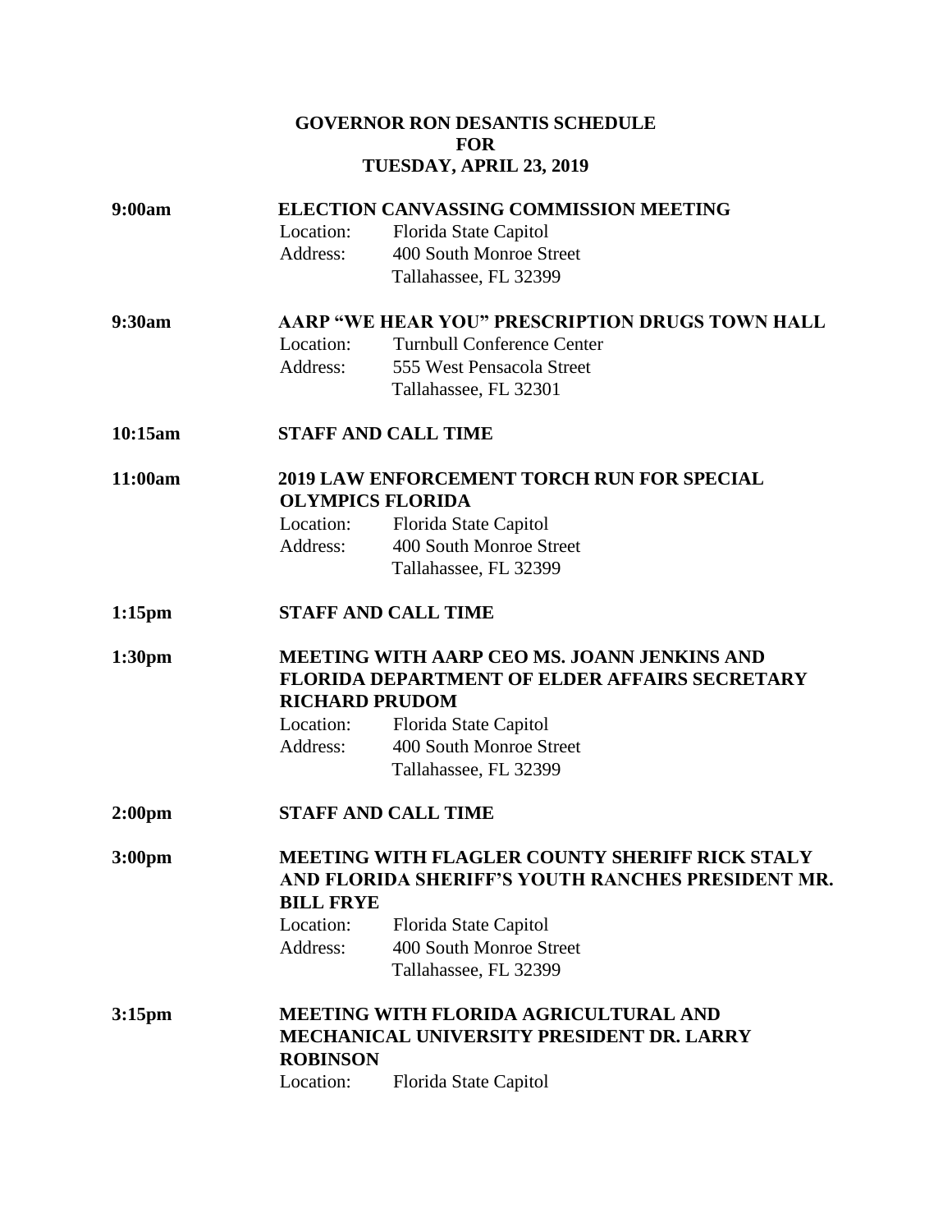# GOVERNOR RON DESANTIS SCHEDULE
# FOR
# TUESDAY, APRIL 23, 2019

**9:00am** **ELECTION CANVASSING COMMISSION MEETING**
Location: Florida State Capitol
Address: 400 South Monroe Street
Tallahassee, FL 32399

**9:30am** **AARP "WE HEAR YOU" PRESCRIPTION DRUGS TOWN HALL**
Location: Turnbull Conference Center
Address: 555 West Pensacola Street
Tallahassee, FL 32301

**10:15am** **STAFF AND CALL TIME**

**11:00am** **2019 LAW ENFORCEMENT TORCH RUN FOR SPECIAL OLYMPICS FLORIDA**
Location: Florida State Capitol
Address: 400 South Monroe Street
Tallahassee, FL 32399

**1:15pm** **STAFF AND CALL TIME**

**1:30pm** **MEETING WITH AARP CEO MS. JOANN JENKINS AND FLORIDA DEPARTMENT OF ELDER AFFAIRS SECRETARY RICHARD PRUDOM**
Location: Florida State Capitol
Address: 400 South Monroe Street
Tallahassee, FL 32399

**2:00pm** **STAFF AND CALL TIME**

**3:00pm** **MEETING WITH FLAGLER COUNTY SHERIFF RICK STALY AND FLORIDA SHERIFF'S YOUTH RANCHES PRESIDENT MR. BILL FRYE**
Location: Florida State Capitol
Address: 400 South Monroe Street
Tallahassee, FL 32399

**3:15pm** **MEETING WITH FLORIDA AGRICULTURAL AND MECHANICAL UNIVERSITY PRESIDENT DR. LARRY ROBINSON**
Location: Florida State Capitol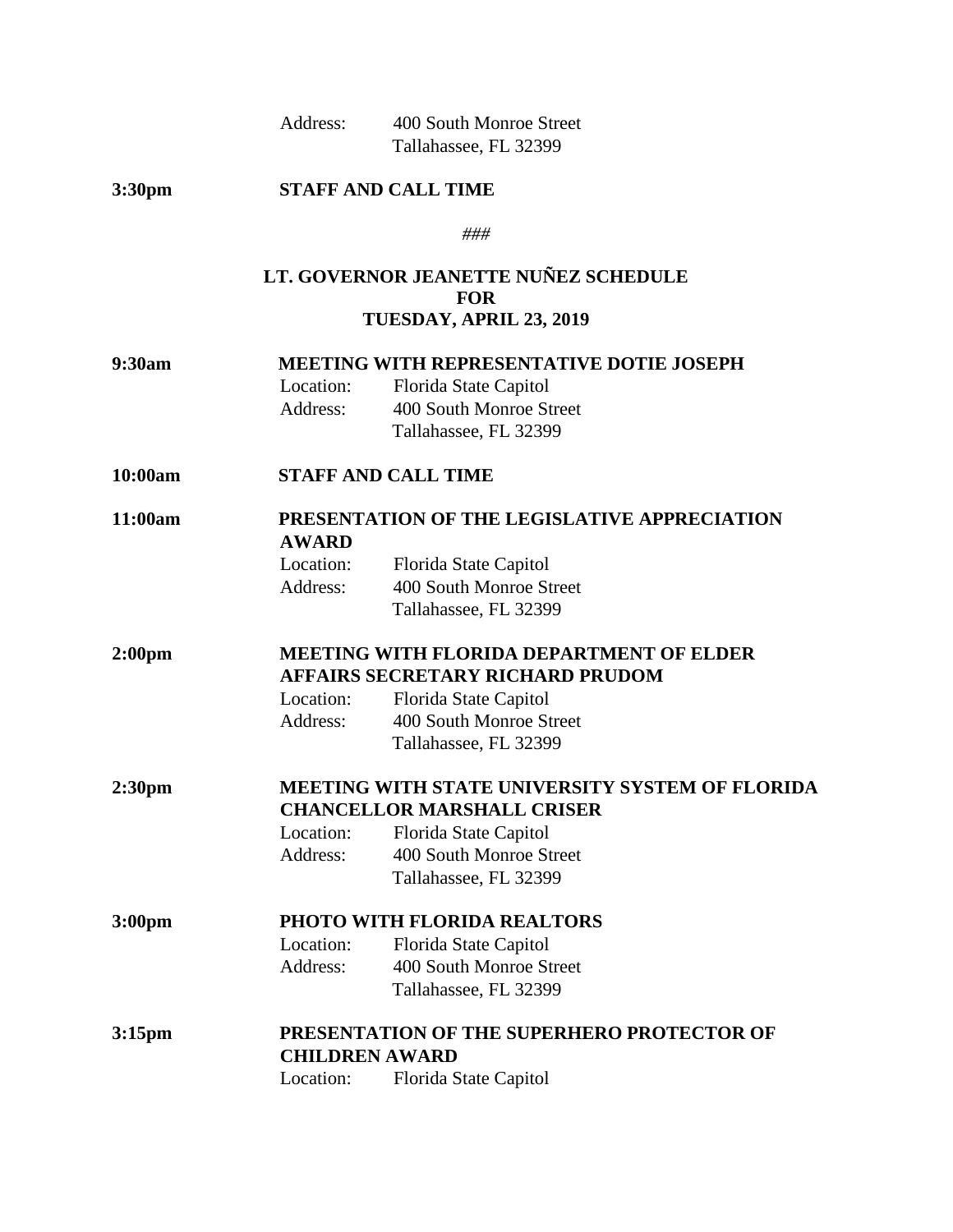Address: 400 South Monroe Street
Tallahassee, FL 32399

**3:30pm** **STAFF AND CALL TIME**

###

**LT. GOVERNOR JEANETTE NUÑEZ SCHEDULE**
**FOR**
**TUESDAY, APRIL 23, 2019**

**9:30am** **MEETING WITH REPRESENTATIVE DOTIE JOSEPH**
Location: Florida State Capitol
Address: 400 South Monroe Street
Tallahassee, FL 32399

**10:00am** **STAFF AND CALL TIME**

**11:00am** **PRESENTATION OF THE LEGISLATIVE APPRECIATION AWARD**
Location: Florida State Capitol
Address: 400 South Monroe Street
Tallahassee, FL 32399

**2:00pm** **MEETING WITH FLORIDA DEPARTMENT OF ELDER AFFAIRS SECRETARY RICHARD PRUDOM**
Location: Florida State Capitol
Address: 400 South Monroe Street
Tallahassee, FL 32399

**2:30pm** **MEETING WITH STATE UNIVERSITY SYSTEM OF FLORIDA CHANCELLOR MARSHALL CRISER**
Location: Florida State Capitol
Address: 400 South Monroe Street
Tallahassee, FL 32399

**3:00pm** **PHOTO WITH FLORIDA REALTORS**
Location: Florida State Capitol
Address: 400 South Monroe Street
Tallahassee, FL 32399

**3:15pm** **PRESENTATION OF THE SUPERHERO PROTECTOR OF CHILDREN AWARD**
Location: Florida State Capitol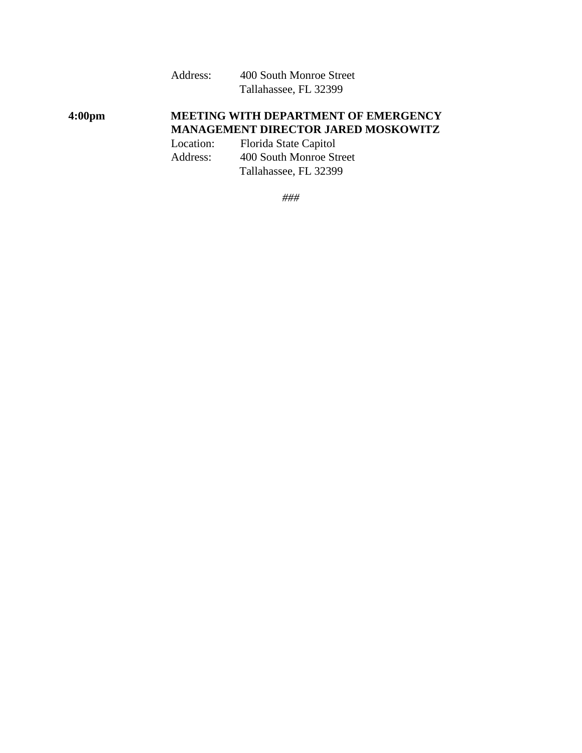Address: 400 South Monroe Street
Tallahassee, FL 32399

**4:00pm** **MEETING WITH DEPARTMENT OF EMERGENCY MANAGEMENT DIRECTOR JARED MOSKOWITZ**

Location: Florida State Capitol
Address: 400 South Monroe Street
Tallahassee, FL 32399

###